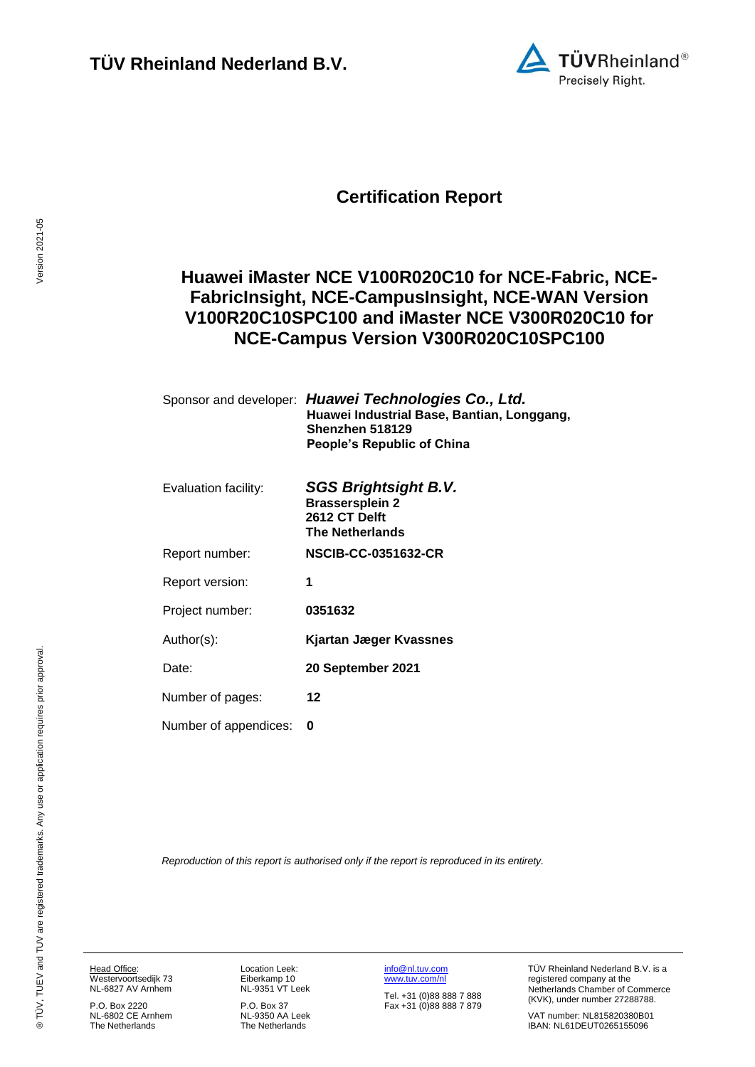# TÜV Rheinland Nederland B.V.

## Certification Report

# Huawei iMaster NCE V100R020C10 for NCE-Fabric, NCE-FabricInsight, NCE-CampusInsight, NCE-WAN Version V100R20C10SPC100 and iMaster NCE V300R020C10 for NCE-Campus Version V300R020C10SPC100

| | |
|---|---|
| Sponsor and developer: | ***Huawei Technologies Co., Ltd.*** **Huawei Industrial Base, Bantian, Longgang, Shenzhen 518129 People's Republic of China** |
| Evaluation facility: | ***SGS Brightsight B.V.*** **Brassersplein 2 2612 CT Delft The Netherlands** |
| Report number: | **NSCIB-CC-0351632-CR** |
| Report version: | **1** |
| Project number: | **0351632** |
| Author(s): | **Kjartan Jæger Kvassnes** |
| Date: | **20 September 2021** |
| Number of pages: | **12** |
| Number of appendices: | **0** |

*Reproduction of this report is authorised only if the report is reproduced in its entirety.*

Head Office:
Westervoortsedijk 73
NL-6827 AV Arnhem

P.O. Box 2220
NL-6802 CE Arnhem
The Netherlands

Location Leek:
Eiberkamp 10
NL-9351 VT Leek

P.O. Box 37
NL-9350 AA Leek
The Netherlands

info@nl.tuv.com
www.tuv.com/nl

Tel. +31 (0)88 888 7 888
Fax +31 (0)88 888 7 879

TÜV Rheinland Nederland B.V. is a registered company at the Netherlands Chamber of Commerce (KVK), under number 27288788.

VAT number: NL815820380B01
IBAN: NL61DEUT0265155096

® TÜV, TUEV and TUV are registered trademarks. Any use or application requires prior approval.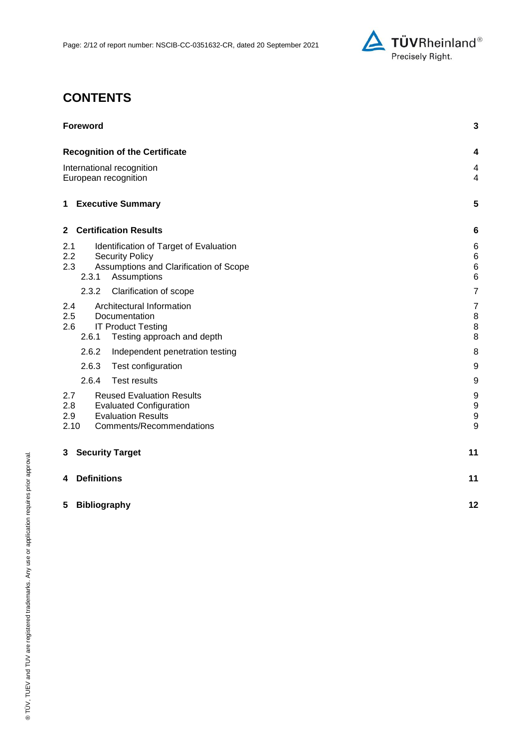# CONTENTS

| | |
|---|---|
| **Foreword** | **3** |
| **Recognition of the Certificate** | **4** |
| International recognition | 4 |
| European recognition | 4 |
| **1 Executive Summary** | **5** |
| **2 Certification Results** | **6** |
| 2.1 Identification of Target of Evaluation | 6 |
| 2.2 Security Policy | 6 |
| 2.3 Assumptions and Clarification of Scope | 6 |
| 2.3.1 Assumptions | 6 |
| 2.3.2 Clarification of scope | 7 |
| 2.4 Architectural Information | 7 |
| 2.5 Documentation | 8 |
| 2.6 IT Product Testing | 8 |
| 2.6.1 Testing approach and depth | 8 |
| 2.6.2 Independent penetration testing | 8 |
| 2.6.3 Test configuration | 9 |
| 2.6.4 Test results | 9 |
| 2.7 Reused Evaluation Results | 9 |
| 2.8 Evaluated Configuration | 9 |
| 2.9 Evaluation Results | 9 |
| 2.10 Comments/Recommendations | 9 |
| **3 Security Target** | **11** |
| **4 Definitions** | **11** |
| **5 Bibliography** | **12** |

® TÜV, TUEV and TUV are registered trademarks. Any use or application requires prior approval.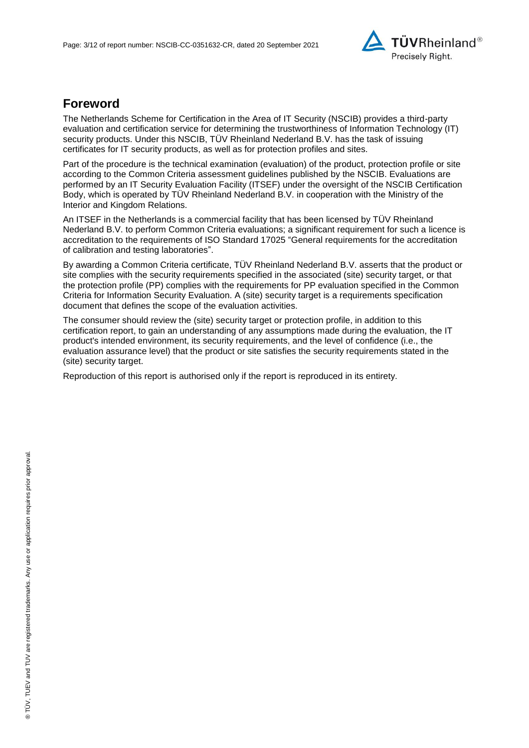## Foreword

The Netherlands Scheme for Certification in the Area of IT Security (NSCIB) provides a third-party evaluation and certification service for determining the trustworthiness of Information Technology (IT) security products. Under this NSCIB, TÜV Rheinland Nederland B.V. has the task of issuing certificates for IT security products, as well as for protection profiles and sites.

Part of the procedure is the technical examination (evaluation) of the product, protection profile or site according to the Common Criteria assessment guidelines published by the NSCIB. Evaluations are performed by an IT Security Evaluation Facility (ITSEF) under the oversight of the NSCIB Certification Body, which is operated by TÜV Rheinland Nederland B.V. in cooperation with the Ministry of the Interior and Kingdom Relations.

An ITSEF in the Netherlands is a commercial facility that has been licensed by TÜV Rheinland Nederland B.V. to perform Common Criteria evaluations; a significant requirement for such a licence is accreditation to the requirements of ISO Standard 17025 "General requirements for the accreditation of calibration and testing laboratories".

By awarding a Common Criteria certificate, TÜV Rheinland Nederland B.V. asserts that the product or site complies with the security requirements specified in the associated (site) security target, or that the protection profile (PP) complies with the requirements for PP evaluation specified in the Common Criteria for Information Security Evaluation. A (site) security target is a requirements specification document that defines the scope of the evaluation activities.

The consumer should review the (site) security target or protection profile, in addition to this certification report, to gain an understanding of any assumptions made during the evaluation, the IT product's intended environment, its security requirements, and the level of confidence (i.e., the evaluation assurance level) that the product or site satisfies the security requirements stated in the (site) security target.

Reproduction of this report is authorised only if the report is reproduced in its entirety.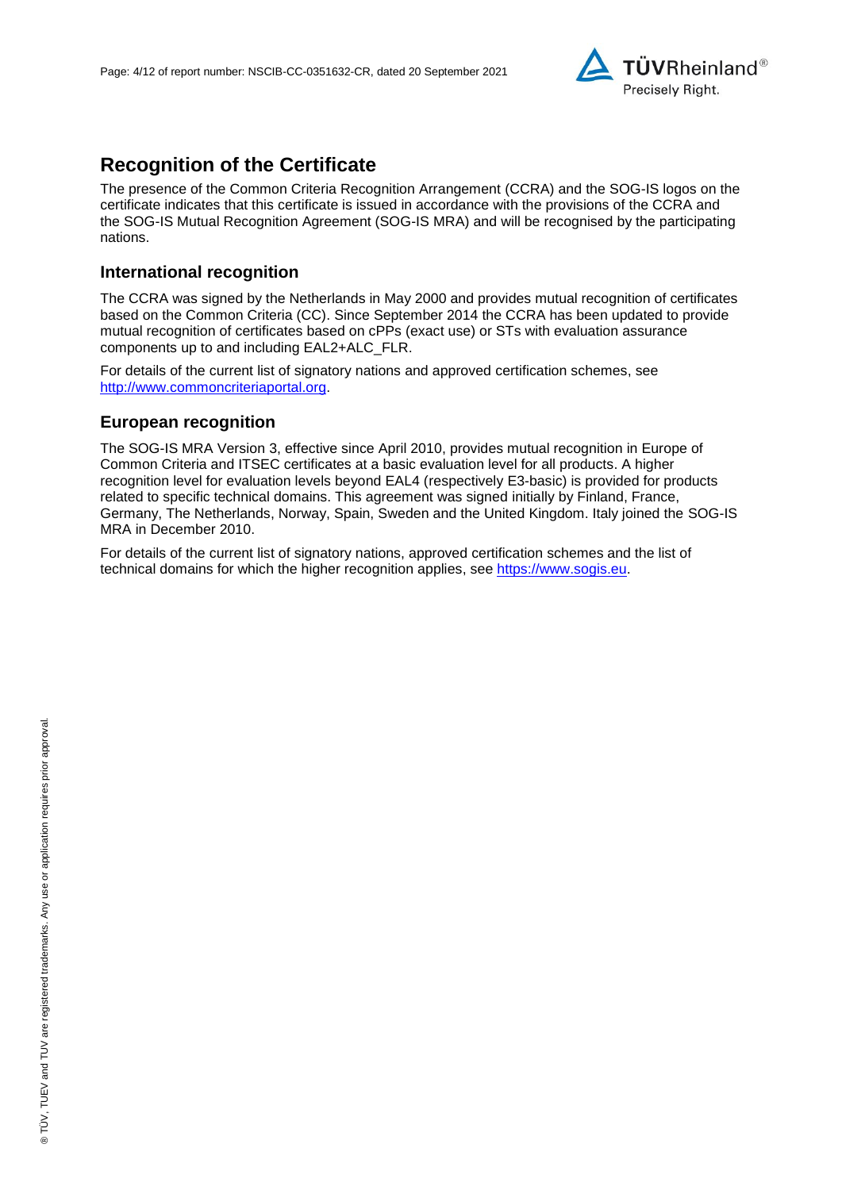## Recognition of the Certificate

The presence of the Common Criteria Recognition Arrangement (CCRA) and the SOG-IS logos on the certificate indicates that this certificate is issued in accordance with the provisions of the CCRA and the SOG-IS Mutual Recognition Agreement (SOG-IS MRA) and will be recognised by the participating nations.

### International recognition

The CCRA was signed by the Netherlands in May 2000 and provides mutual recognition of certificates based on the Common Criteria (CC). Since September 2014 the CCRA has been updated to provide mutual recognition of certificates based on cPPs (exact use) or STs with evaluation assurance components up to and including EAL2+ALC_FLR.

For details of the current list of signatory nations and approved certification schemes, see http://www.commoncriteriaportal.org.

### European recognition

The SOG-IS MRA Version 3, effective since April 2010, provides mutual recognition in Europe of Common Criteria and ITSEC certificates at a basic evaluation level for all products. A higher recognition level for evaluation levels beyond EAL4 (respectively E3-basic) is provided for products related to specific technical domains. This agreement was signed initially by Finland, France, Germany, The Netherlands, Norway, Spain, Sweden and the United Kingdom. Italy joined the SOG-IS MRA in December 2010.

For details of the current list of signatory nations, approved certification schemes and the list of technical domains for which the higher recognition applies, see https://www.sogis.eu.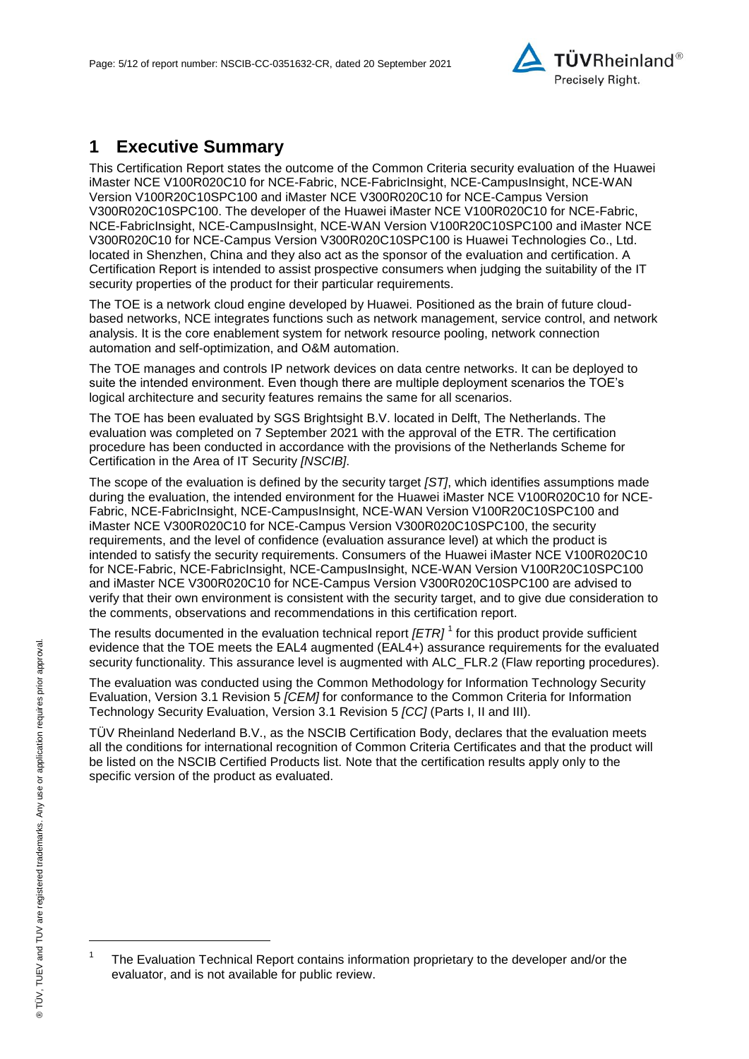# 1 Executive Summary

This Certification Report states the outcome of the Common Criteria security evaluation of the Huawei iMaster NCE V100R020C10 for NCE-Fabric, NCE-FabricInsight, NCE-CampusInsight, NCE-WAN Version V100R20C10SPC100 and iMaster NCE V300R020C10 for NCE-Campus Version V300R020C10SPC100. The developer of the Huawei iMaster NCE V100R020C10 for NCE-Fabric, NCE-FabricInsight, NCE-CampusInsight, NCE-WAN Version V100R20C10SPC100 and iMaster NCE V300R020C10 for NCE-Campus Version V300R020C10SPC100 is Huawei Technologies Co., Ltd. located in Shenzhen, China and they also act as the sponsor of the evaluation and certification. A Certification Report is intended to assist prospective consumers when judging the suitability of the IT security properties of the product for their particular requirements.

The TOE is a network cloud engine developed by Huawei. Positioned as the brain of future cloud-based networks, NCE integrates functions such as network management, service control, and network analysis. It is the core enablement system for network resource pooling, network connection automation and self-optimization, and O&M automation.

The TOE manages and controls IP network devices on data centre networks. It can be deployed to suite the intended environment. Even though there are multiple deployment scenarios the TOE's logical architecture and security features remains the same for all scenarios.

The TOE has been evaluated by SGS Brightsight B.V. located in Delft, The Netherlands. The evaluation was completed on 7 September 2021 with the approval of the ETR. The certification procedure has been conducted in accordance with the provisions of the Netherlands Scheme for Certification in the Area of IT Security *[NSCIB]*.

The scope of the evaluation is defined by the security target *[ST]*, which identifies assumptions made during the evaluation, the intended environment for the Huawei iMaster NCE V100R020C10 for NCE-Fabric, NCE-FabricInsight, NCE-CampusInsight, NCE-WAN Version V100R20C10SPC100 and iMaster NCE V300R020C10 for NCE-Campus Version V300R020C10SPC100, the security requirements, and the level of confidence (evaluation assurance level) at which the product is intended to satisfy the security requirements. Consumers of the Huawei iMaster NCE V100R020C10 for NCE-Fabric, NCE-FabricInsight, NCE-CampusInsight, NCE-WAN Version V100R20C10SPC100 and iMaster NCE V300R020C10 for NCE-Campus Version V300R020C10SPC100 are advised to verify that their own environment is consistent with the security target, and to give due consideration to the comments, observations and recommendations in this certification report.

The results documented in the evaluation technical report *[ETR]* [1] for this product provide sufficient evidence that the TOE meets the EAL4 augmented (EAL4+) assurance requirements for the evaluated security functionality. This assurance level is augmented with ALC_FLR.2 (Flaw reporting procedures).

The evaluation was conducted using the Common Methodology for Information Technology Security Evaluation, Version 3.1 Revision 5 *[CEM]* for conformance to the Common Criteria for Information Technology Security Evaluation, Version 3.1 Revision 5 *[CC]* (Parts I, II and III).

TÜV Rheinland Nederland B.V., as the NSCIB Certification Body, declares that the evaluation meets all the conditions for international recognition of Common Criteria Certificates and that the product will be listed on the NSCIB Certified Products list. Note that the certification results apply only to the specific version of the product as evaluated.

[1] The Evaluation Technical Report contains information proprietary to the developer and/or the evaluator, and is not available for public review.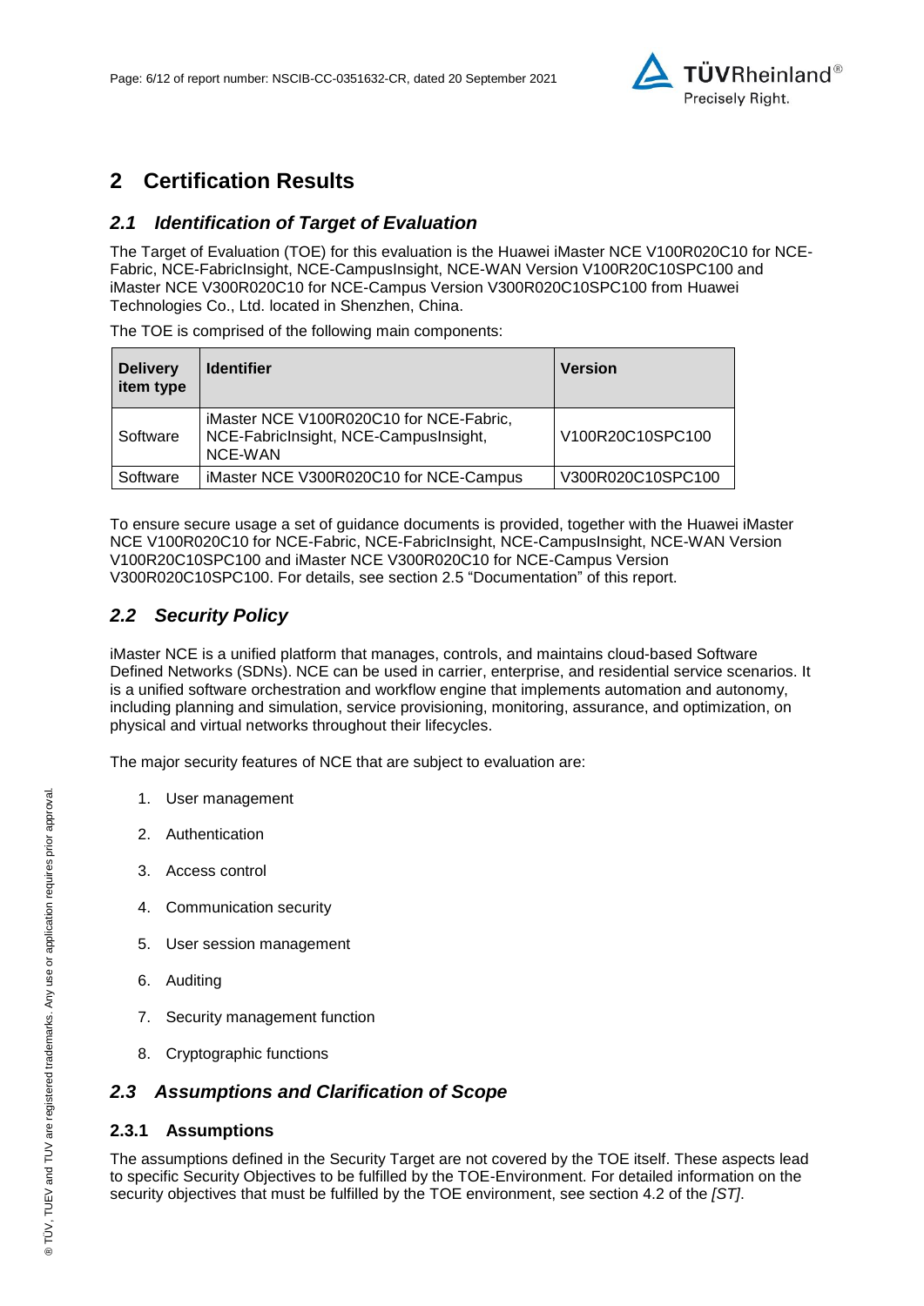# 2 Certification Results

## *2.1 Identification of Target of Evaluation*

The Target of Evaluation (TOE) for this evaluation is the Huawei iMaster NCE V100R020C10 for NCE-Fabric, NCE-FabricInsight, NCE-CampusInsight, NCE-WAN Version V100R20C10SPC100 and iMaster NCE V300R020C10 for NCE-Campus Version V300R020C10SPC100 from Huawei Technologies Co., Ltd. located in Shenzhen, China.

The TOE is comprised of the following main components:

| Delivery item type | Identifier | Version |
|---|---|---|
| Software | iMaster NCE V100R020C10 for NCE-Fabric, NCE-FabricInsight, NCE-CampusInsight, NCE-WAN | V100R20C10SPC100 |
| Software | iMaster NCE V300R020C10 for NCE-Campus | V300R020C10SPC100 |

To ensure secure usage a set of guidance documents is provided, together with the Huawei iMaster NCE V100R020C10 for NCE-Fabric, NCE-FabricInsight, NCE-CampusInsight, NCE-WAN Version V100R20C10SPC100 and iMaster NCE V300R020C10 for NCE-Campus Version V300R020C10SPC100. For details, see section 2.5 “Documentation” of this report.

## *2.2 Security Policy*

iMaster NCE is a unified platform that manages, controls, and maintains cloud-based Software Defined Networks (SDNs). NCE can be used in carrier, enterprise, and residential service scenarios. It is a unified software orchestration and workflow engine that implements automation and autonomy, including planning and simulation, service provisioning, monitoring, assurance, and optimization, on physical and virtual networks throughout their lifecycles.

The major security features of NCE that are subject to evaluation are:

1. User management
2. Authentication
3. Access control
4. Communication security
5. User session management
6. Auditing
7. Security management function
8. Cryptographic functions

## *2.3 Assumptions and Clarification of Scope*

### 2.3.1 Assumptions

The assumptions defined in the Security Target are not covered by the TOE itself. These aspects lead to specific Security Objectives to be fulfilled by the TOE-Environment. For detailed information on the security objectives that must be fulfilled by the TOE environment, see section 4.2 of the *[ST]*.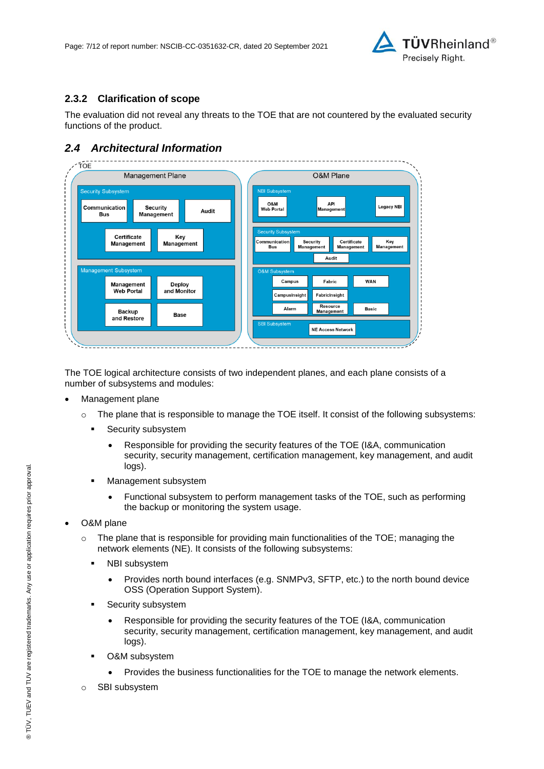### 2.3.2 Clarification of scope

The evaluation did not reveal any threats to the TOE that are not countered by the evaluated security functions of the product.

## *2.4 Architectural Information*

The TOE logical architecture consists of two independent planes, and each plane consists of a number of subsystems and modules:

- Management plane
  - The plane that is responsible to manage the TOE itself. It consist of the following subsystems:
    - Security subsystem
      - Responsible for providing the security features of the TOE (I&A, communication security, security management, certification management, key management, and audit logs).
    - Management subsystem
      - Functional subsystem to perform management tasks of the TOE, such as performing the backup or monitoring the system usage.
- O&M plane
  - The plane that is responsible for providing main functionalities of the TOE; managing the network elements (NE). It consists of the following subsystems:
    - NBI subsystem
      - Provides north bound interfaces (e.g. SNMPv3, SFTP, etc.) to the north bound device OSS (Operation Support System).
    - Security subsystem
      - Responsible for providing the security features of the TOE (I&A, communication security, security management, certification management, key management, and audit logs).
    - O&M subsystem
      - Provides the business functionalities for the TOE to manage the network elements.
  - SBI subsystem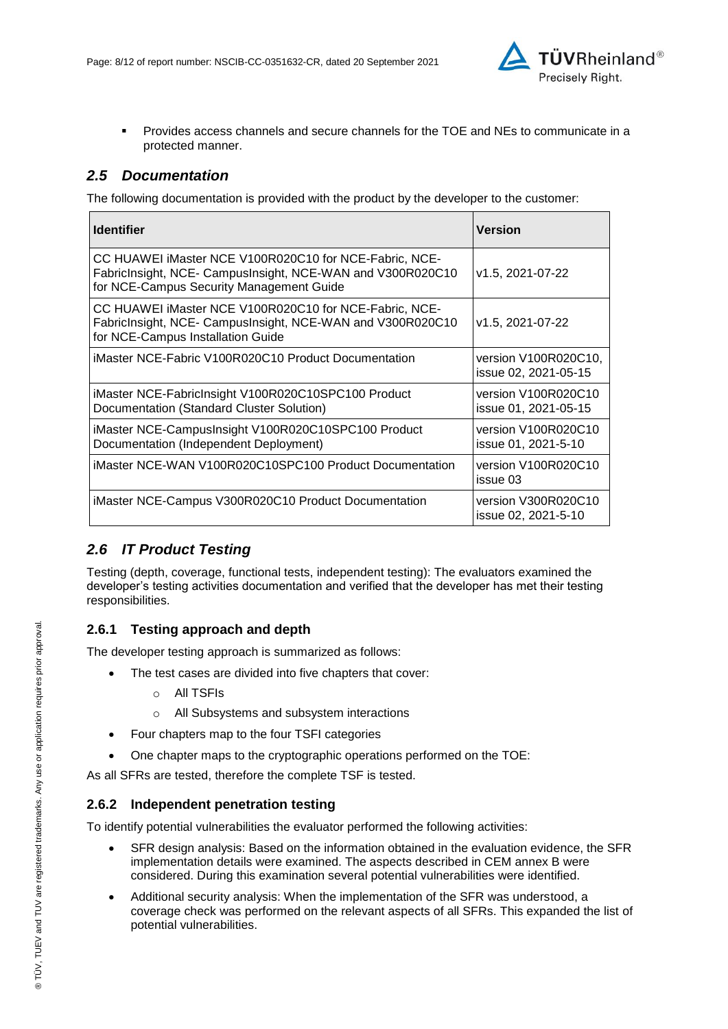- Provides access channels and secure channels for the TOE and NEs to communicate in a protected manner.

## *2.5 Documentation*

The following documentation is provided with the product by the developer to the customer:

| Identifier | Version |
|---|---|
| CC HUAWEI iMaster NCE V100R020C10 for NCE-Fabric, NCE-FabricInsight, NCE- CampusInsight, NCE-WAN and V300R020C10 for NCE-Campus Security Management Guide | v1.5, 2021-07-22 |
| CC HUAWEI iMaster NCE V100R020C10 for NCE-Fabric, NCE-FabricInsight, NCE- CampusInsight, NCE-WAN and V300R020C10 for NCE-Campus Installation Guide | v1.5, 2021-07-22 |
| iMaster NCE-Fabric V100R020C10 Product Documentation | version V100R020C10, issue 02, 2021-05-15 |
| iMaster NCE-FabricInsight V100R020C10SPC100 Product Documentation (Standard Cluster Solution) | version V100R020C10 issue 01, 2021-05-15 |
| iMaster NCE-CampusInsight V100R020C10SPC100 Product Documentation (Independent Deployment) | version V100R020C10 issue 01, 2021-5-10 |
| iMaster NCE-WAN V100R020C10SPC100 Product Documentation | version V100R020C10 issue 03 |
| iMaster NCE-Campus V300R020C10 Product Documentation | version V300R020C10 issue 02, 2021-5-10 |

## *2.6 IT Product Testing*

Testing (depth, coverage, functional tests, independent testing): The evaluators examined the developer's testing activities documentation and verified that the developer has met their testing responsibilities.

### 2.6.1 Testing approach and depth

The developer testing approach is summarized as follows:

- The test cases are divided into five chapters that cover:
  - All TSFIs
  - All Subsystems and subsystem interactions
- Four chapters map to the four TSFI categories
- One chapter maps to the cryptographic operations performed on the TOE:

As all SFRs are tested, therefore the complete TSF is tested.

### 2.6.2 Independent penetration testing

To identify potential vulnerabilities the evaluator performed the following activities:

- SFR design analysis: Based on the information obtained in the evaluation evidence, the SFR implementation details were examined. The aspects described in CEM annex B were considered. During this examination several potential vulnerabilities were identified.
- Additional security analysis: When the implementation of the SFR was understood, a coverage check was performed on the relevant aspects of all SFRs. This expanded the list of potential vulnerabilities.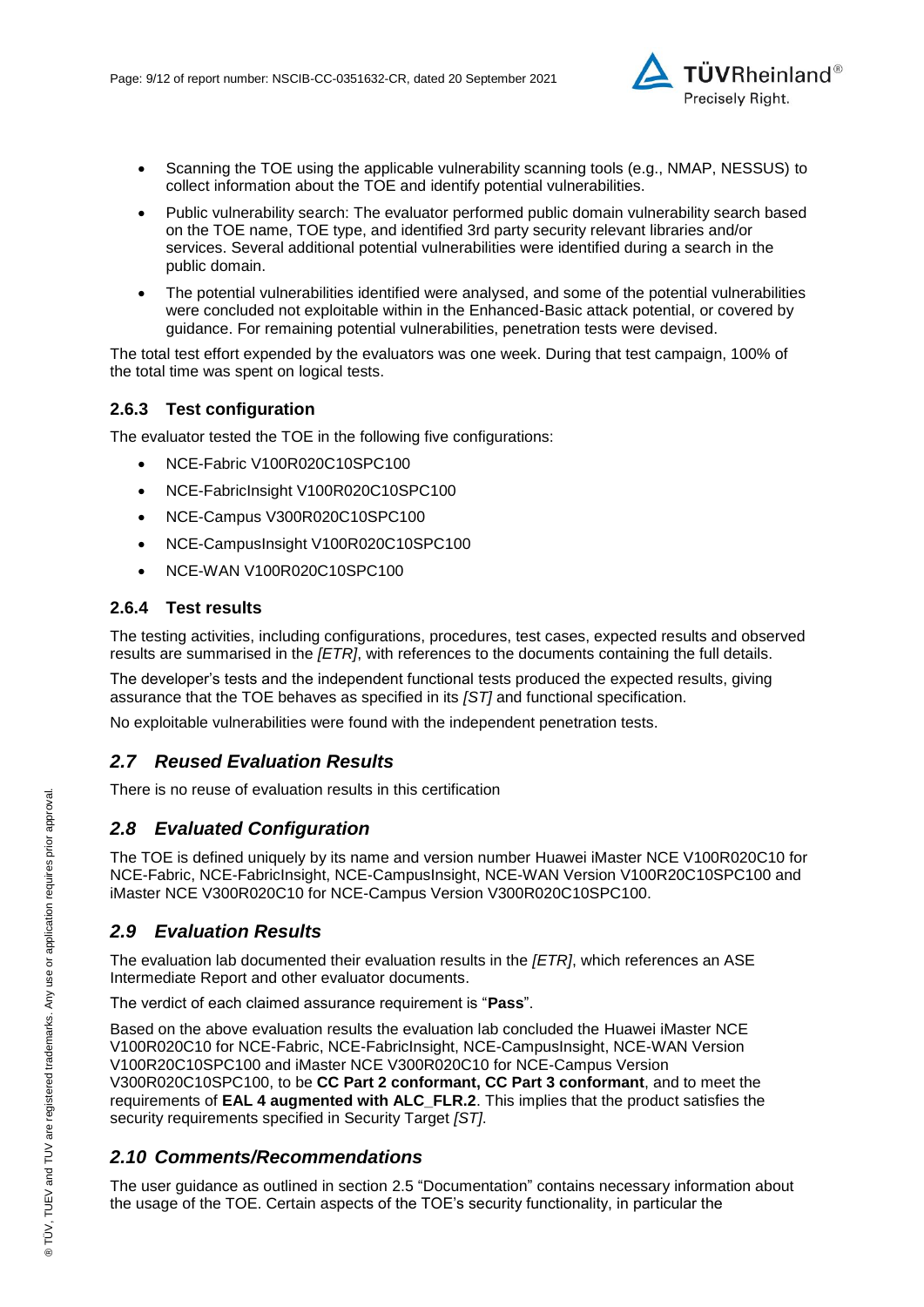- Scanning the TOE using the applicable vulnerability scanning tools (e.g., NMAP, NESSUS) to collect information about the TOE and identify potential vulnerabilities.
- Public vulnerability search: The evaluator performed public domain vulnerability search based on the TOE name, TOE type, and identified 3rd party security relevant libraries and/or services. Several additional potential vulnerabilities were identified during a search in the public domain.
- The potential vulnerabilities identified were analysed, and some of the potential vulnerabilities were concluded not exploitable within in the Enhanced-Basic attack potential, or covered by guidance. For remaining potential vulnerabilities, penetration tests were devised.

The total test effort expended by the evaluators was one week. During that test campaign, 100% of the total time was spent on logical tests.

### 2.6.3 Test configuration

The evaluator tested the TOE in the following five configurations:

- NCE-Fabric V100R020C10SPC100
- NCE-FabricInsight V100R020C10SPC100
- NCE-Campus V300R020C10SPC100
- NCE-CampusInsight V100R020C10SPC100
- NCE-WAN V100R020C10SPC100

### 2.6.4 Test results

The testing activities, including configurations, procedures, test cases, expected results and observed results are summarised in the *[ETR]*, with references to the documents containing the full details.

The developer's tests and the independent functional tests produced the expected results, giving assurance that the TOE behaves as specified in its *[ST]* and functional specification.

No exploitable vulnerabilities were found with the independent penetration tests.

## *2.7 Reused Evaluation Results*

There is no reuse of evaluation results in this certification

## *2.8 Evaluated Configuration*

The TOE is defined uniquely by its name and version number Huawei iMaster NCE V100R020C10 for NCE-Fabric, NCE-FabricInsight, NCE-CampusInsight, NCE-WAN Version V100R20C10SPC100 and iMaster NCE V300R020C10 for NCE-Campus Version V300R020C10SPC100.

## *2.9 Evaluation Results*

The evaluation lab documented their evaluation results in the *[ETR]*, which references an ASE Intermediate Report and other evaluator documents.

The verdict of each claimed assurance requirement is "**Pass**".

Based on the above evaluation results the evaluation lab concluded the Huawei iMaster NCE V100R020C10 for NCE-Fabric, NCE-FabricInsight, NCE-CampusInsight, NCE-WAN Version V100R20C10SPC100 and iMaster NCE V300R020C10 for NCE-Campus Version V300R020C10SPC100, to be **CC Part 2 conformant, CC Part 3 conformant**, and to meet the requirements of **EAL 4 augmented with ALC_FLR.2**. This implies that the product satisfies the security requirements specified in Security Target *[ST]*.

## *2.10 Comments/Recommendations*

The user guidance as outlined in section 2.5 "Documentation" contains necessary information about the usage of the TOE. Certain aspects of the TOE's security functionality, in particular the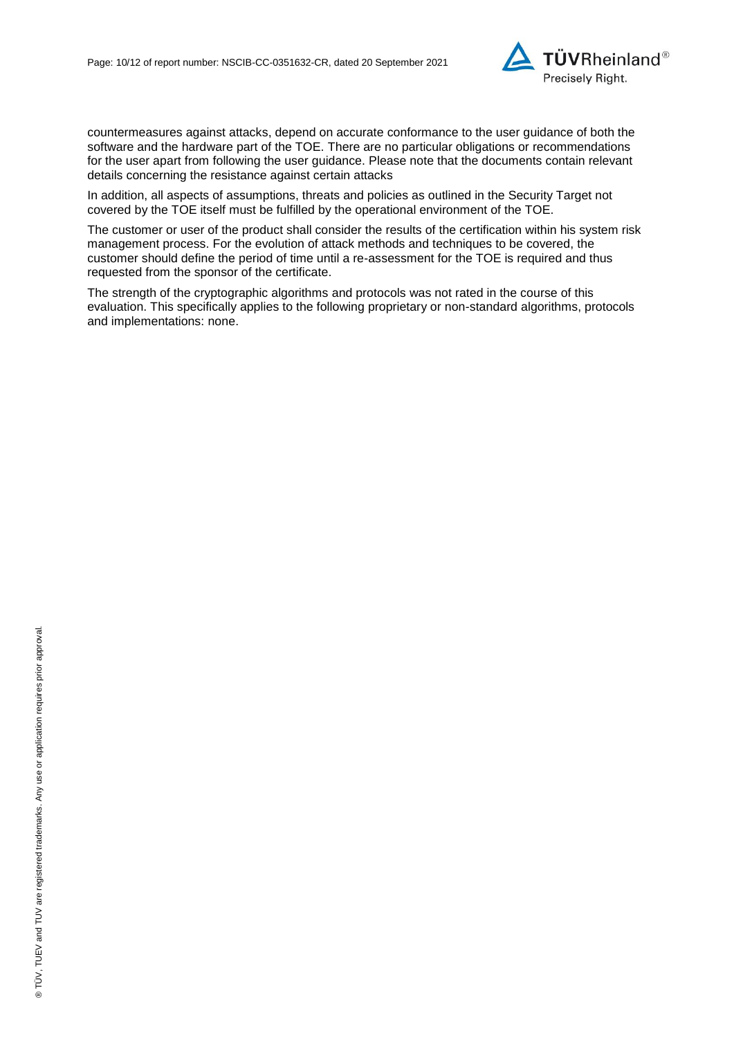countermeasures against attacks, depend on accurate conformance to the user guidance of both the software and the hardware part of the TOE. There are no particular obligations or recommendations for the user apart from following the user guidance. Please note that the documents contain relevant details concerning the resistance against certain attacks

In addition, all aspects of assumptions, threats and policies as outlined in the Security Target not covered by the TOE itself must be fulfilled by the operational environment of the TOE.

The customer or user of the product shall consider the results of the certification within his system risk management process. For the evolution of attack methods and techniques to be covered, the customer should define the period of time until a re-assessment for the TOE is required and thus requested from the sponsor of the certificate.

The strength of the cryptographic algorithms and protocols was not rated in the course of this evaluation. This specifically applies to the following proprietary or non-standard algorithms, protocols and implementations: none.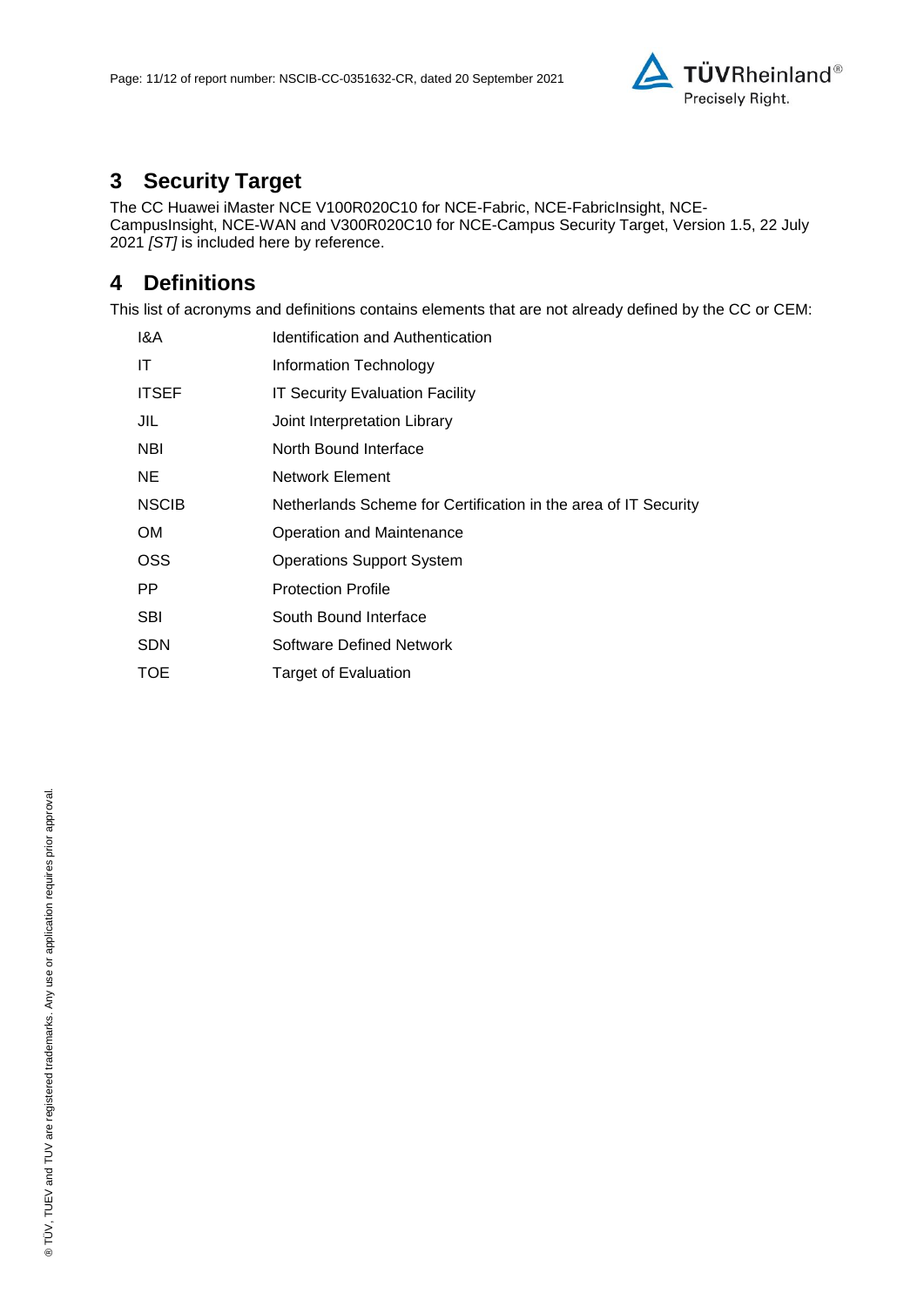## 3 Security Target

The CC Huawei iMaster NCE V100R020C10 for NCE-Fabric, NCE-FabricInsight, NCE-CampusInsight, NCE-WAN and V300R020C10 for NCE-Campus Security Target, Version 1.5, 22 July 2021 *[ST]* is included here by reference.

## 4 Definitions

This list of acronyms and definitions contains elements that are not already defined by the CC or CEM:

| | |
|---|---|
| I&A | Identification and Authentication |
| IT | Information Technology |
| ITSEF | IT Security Evaluation Facility |
| JIL | Joint Interpretation Library |
| NBI | North Bound Interface |
| NE | Network Element |
| NSCIB | Netherlands Scheme for Certification in the area of IT Security |
| OM | Operation and Maintenance |
| OSS | Operations Support System |
| PP | Protection Profile |
| SBI | South Bound Interface |
| SDN | Software Defined Network |
| TOE | Target of Evaluation |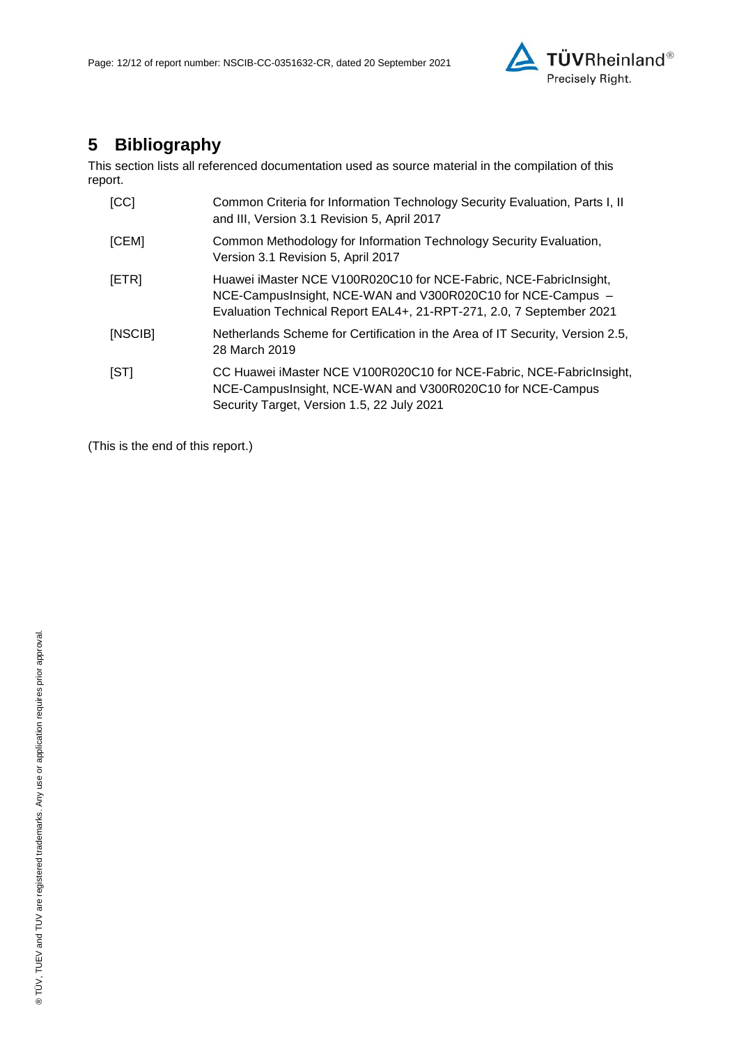# 5 Bibliography

This section lists all referenced documentation used as source material in the compilation of this report.

| | |
|---|---|
| [CC] | Common Criteria for Information Technology Security Evaluation, Parts I, II and III, Version 3.1 Revision 5, April 2017 |
| [CEM] | Common Methodology for Information Technology Security Evaluation, Version 3.1 Revision 5, April 2017 |
| [ETR] | Huawei iMaster NCE V100R020C10 for NCE-Fabric, NCE-FabricInsight, NCE-CampusInsight, NCE-WAN and V300R020C10 for NCE-Campus – Evaluation Technical Report EAL4+, 21-RPT-271, 2.0, 7 September 2021 |
| [NSCIB] | Netherlands Scheme for Certification in the Area of IT Security, Version 2.5, 28 March 2019 |
| [ST] | CC Huawei iMaster NCE V100R020C10 for NCE-Fabric, NCE-FabricInsight, NCE-CampusInsight, NCE-WAN and V300R020C10 for NCE-Campus Security Target, Version 1.5, 22 July 2021 |

(This is the end of this report.)